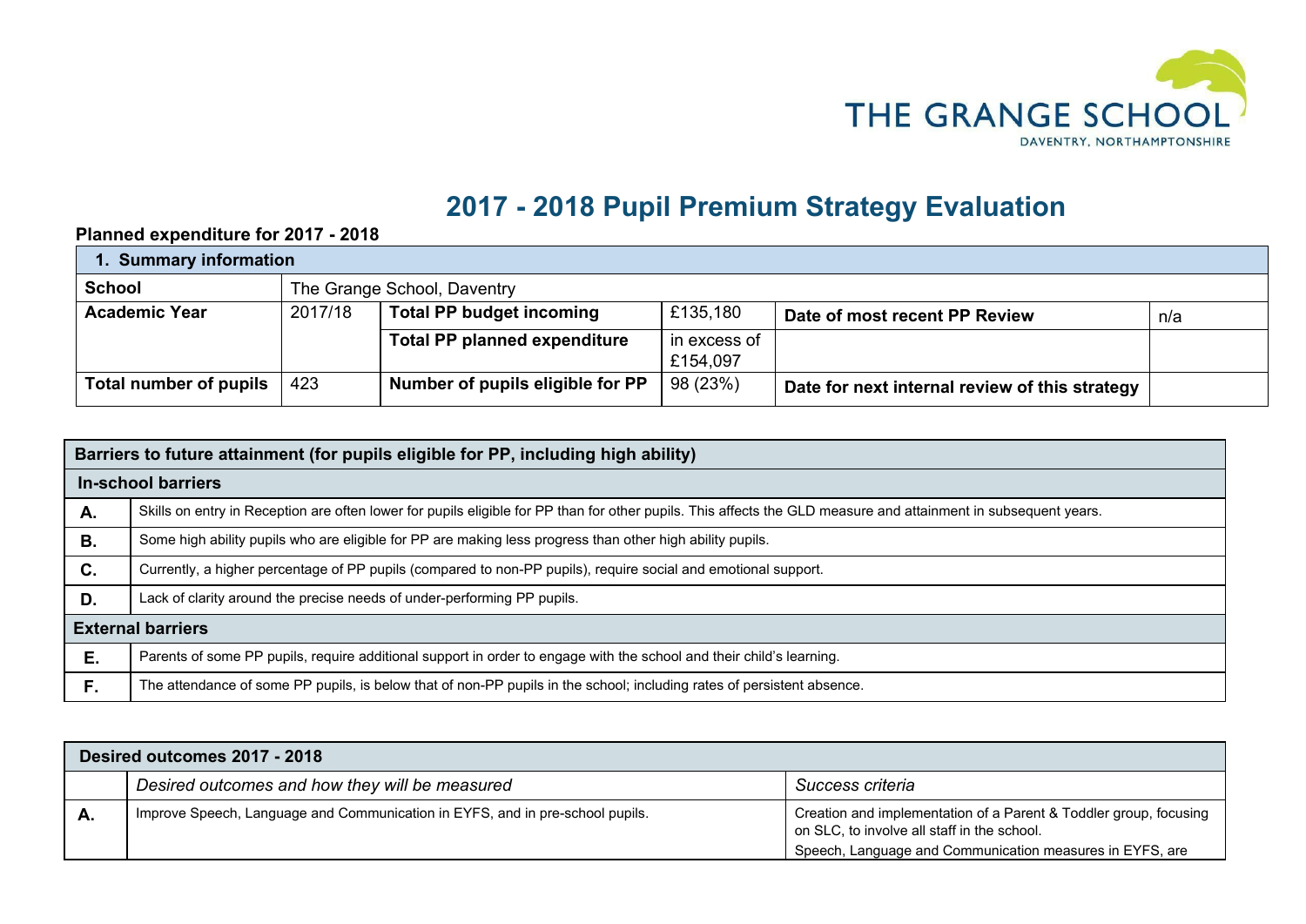THE GRANGE SCHOOL
DAVENTRY, NORTHAMPTONSHIRE

# 2017 - 2018 Pupil Premium Strategy Evaluation

**Planned expenditure for 2017 - 2018**

| **1. Summary information** | | | | | |
|---|---|---|---|---|---|
| **School** | The Grange School, Daventry | | | | |
| **Academic Year** | 2017/18 | **Total PP budget incoming** | £135,180 | **Date of most recent PP Review** | n/a |
| | | **Total PP planned expenditure** | in excess of £154,097 | | |
| **Total number of pupils** | 423 | **Number of pupils eligible for PP** | 98 (23%) | **Date for next internal review of this strategy** | |

| **Barriers to future attainment (for pupils eligible for PP, including high ability)** | |
|---|---|
| **In-school barriers** | |
| **A.** | Skills on entry in Reception are often lower for pupils eligible for PP than for other pupils. This affects the GLD measure and attainment in subsequent years. |
| **B.** | Some high ability pupils who are eligible for PP are making less progress than other high ability pupils. |
| **C.** | Currently, a higher percentage of PP pupils (compared to non-PP pupils), require social and emotional support. |
| **D.** | Lack of clarity around the precise needs of under-performing PP pupils. |
| **External barriers** | |
| **E.** | Parents of some PP pupils, require additional support in order to engage with the school and their child's learning. |
| **F.** | The attendance of some PP pupils, is below that of non-PP pupils in the school; including rates of persistent absence. |

| **Desired outcomes 2017 - 2018** | | |
|---|---|---|
| | *Desired outcomes and how they will be measured* | *Success criteria* |
| **A.** | Improve Speech, Language and Communication in EYFS, and in pre-school pupils. | Creation and implementation of a Parent & Toddler group, focusing on SLC, to involve all staff in the school.<br>Speech, Language and Communication measures in EYFS, are |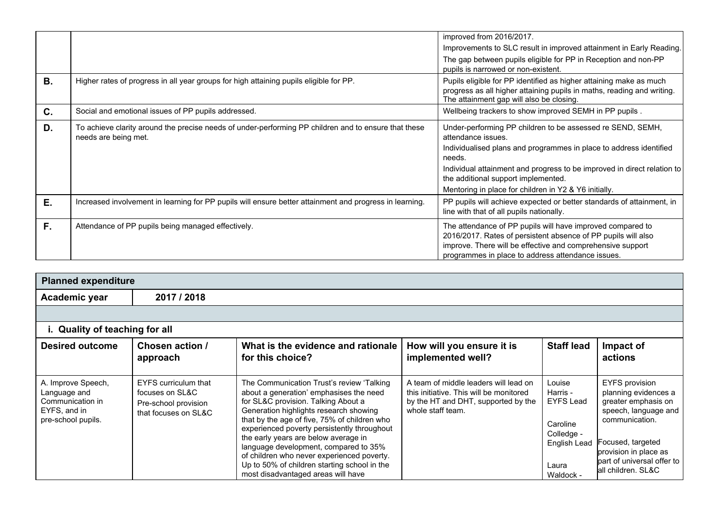| | | |
|---|---|---|
| | | improved from 2016/2017.<br>Improvements to SLC result in improved attainment in Early Reading.<br>The gap between pupils eligible for PP in Reception and non-PP pupils is narrowed or non-existent. |
| **B.** | Higher rates of progress in all year groups for high attaining pupils eligible for PP. | Pupils eligible for PP identified as higher attaining make as much progress as all higher attaining pupils in maths, reading and writing. The attainment gap will also be closing. |
| **C.** | Social and emotional issues of PP pupils addressed. | Wellbeing trackers to show improved SEMH in PP pupils . |
| **D.** | To achieve clarity around the precise needs of under-performing PP children and to ensure that these needs are being met. | Under-performing PP children to be assessed re SEND, SEMH, attendance issues.<br>Individualised plans and programmes in place to address identified needs.<br>Individual attainment and progress to be improved in direct relation to the additional support implemented.<br>Mentoring in place for children in Y2 & Y6 initially. |
| **E.** | Increased involvement in learning for PP pupils will ensure better attainment and progress in learning. | PP pupils will achieve expected or better standards of attainment, in line with that of all pupils nationally. |
| **F.** | Attendance of PP pupils being managed effectively. | The attendance of PP pupils will have improved compared to 2016/2017. Rates of persistent absence of PP pupils will also improve. There will be effective and comprehensive support programmes in place to address attendance issues. |

| **Planned expenditure** | | | | | |
|---|---|---|---|---|---|
| **Academic year** | **2017 / 2018** | | | | |
| | | | | | |
| **i. Quality of teaching for all** | | | | | |
| **Desired outcome** | **Chosen action / approach** | **What is the evidence and rationale for this choice?** | **How will you ensure it is implemented well?** | **Staff lead** | **Impact of actions** |
| A. Improve Speech, Language and Communication in EYFS, and in pre-school pupils. | EYFS curriculum that focuses on SL&C<br>Pre-school provision that focuses on SL&C | The Communication Trust's review 'Talking about a generation' emphasises the need for SL&C provision. Talking About a Generation highlights research showing that by the age of five, 75% of children who experienced poverty persistently throughout the early years are below average in language development, compared to 35% of children who never experienced poverty. Up to 50% of children starting school in the most disadvantaged areas will have | A team of middle leaders will lead on this initiative. This will be monitored by the HT and DHT, supported by the whole staff team. | Louise Harris - EYFS Lead<br><br>Caroline Colledge - English Lead<br><br>Laura Waldock - | EYFS provision planning evidences a greater emphasis on speech, language and communication.<br><br>Focused, targeted provision in place as part of universal offer to all children. SL&C |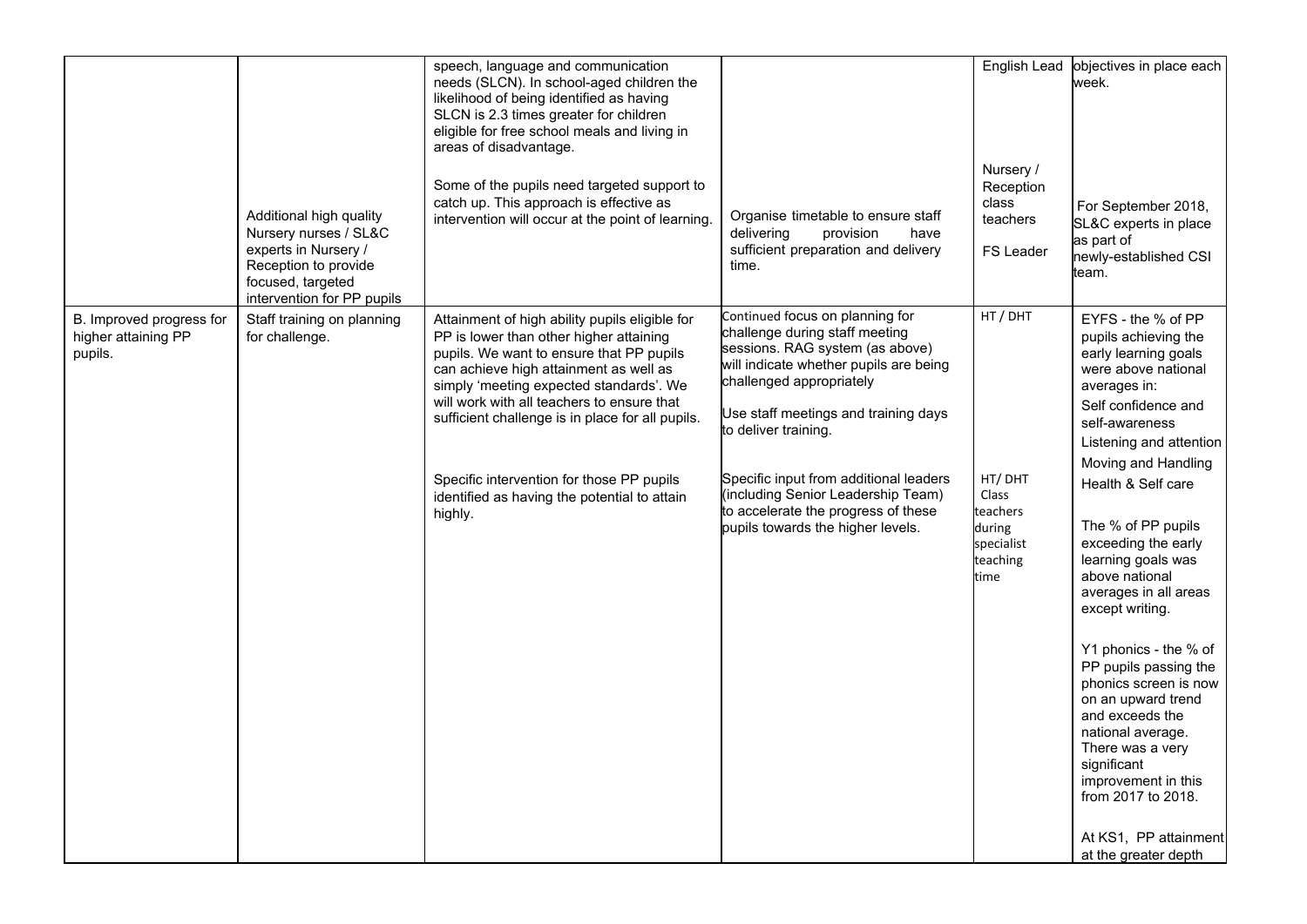| | | | | | |
|---|---|---|---|---|---|
| | Additional high quality Nursery nurses / SL&C experts in Nursery / Reception to provide focused, targeted intervention for PP pupils | speech, language and communication needs (SLCN). In school-aged children the likelihood of being identified as having SLCN is 2.3 times greater for children eligible for free school meals and living in areas of disadvantage.<br><br>Some of the pupils need targeted support to catch up. This approach is effective as intervention will occur at the point of learning. | Organise timetable to ensure staff delivering provision have sufficient preparation and delivery time. | English Lead<br><br>Nursery / Reception class teachers<br><br>FS Leader | objectives in place each week.<br><br>For September 2018, SL&C experts in place as part of newly-established CSI team. |
| B. Improved progress for higher attaining PP pupils. | Staff training on planning for challenge. | Attainment of high ability pupils eligible for PP is lower than other higher attaining pupils. We want to ensure that PP pupils can achieve high attainment as well as simply 'meeting expected standards'. We will work with all teachers to ensure that sufficient challenge is in place for all pupils.<br><br>Specific intervention for those PP pupils identified as having the potential to attain highly. | Continued focus on planning for challenge during staff meeting sessions. RAG system (as above) will indicate whether pupils are being challenged appropriately<br><br>Use staff meetings and training days to deliver training.<br><br>Specific input from additional leaders (including Senior Leadership Team) to accelerate the progress of these pupils towards the higher levels. | HT / DHT<br><br>HT/ DHT Class teachers during specialist teaching time | EYFS - the % of PP pupils achieving the early learning goals were above national averages in:<br>Self confidence and self-awareness<br>Listening and attention<br>Moving and Handling<br>Health & Self care<br><br>The % of PP pupils exceeding the early learning goals was above national averages in all areas except writing.<br><br>Y1 phonics - the % of PP pupils passing the phonics screen is now on an upward trend and exceeds the national average. There was a very significant improvement in this from 2017 to 2018.<br><br>At KS1, PP attainment at the greater depth |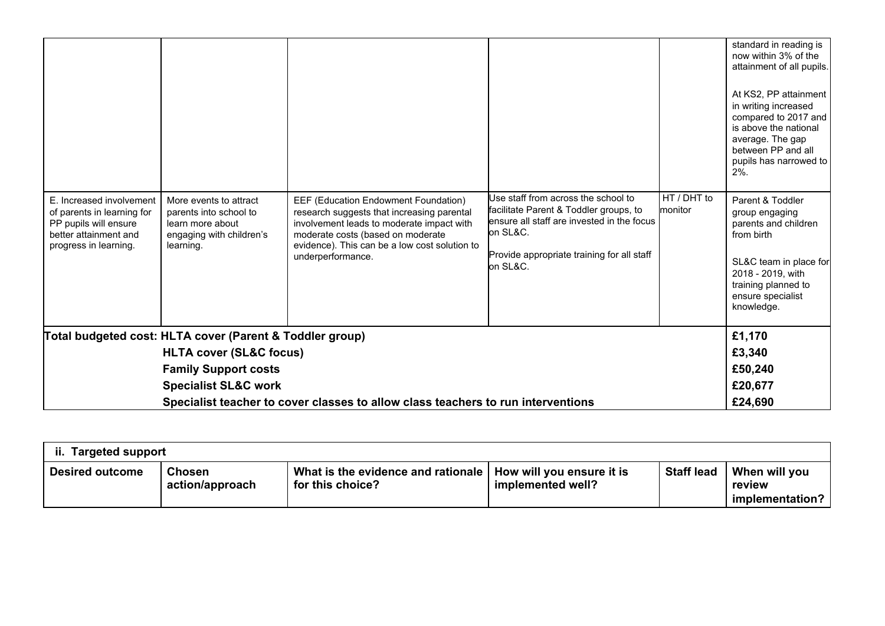| | | | | | |
|---|---|---|---|---|---|
| | | | | | standard in reading is now within 3% of the attainment of all pupils.<br><br>At KS2, PP attainment in writing increased compared to 2017 and is above the national average. The gap between PP and all pupils has narrowed to 2%. |
| E. Increased involvement of parents in learning for PP pupils will ensure better attainment and progress in learning. | More events to attract parents into school to learn more about engaging with children's learning. | EEF (Education Endowment Foundation) research suggests that increasing parental involvement leads to moderate impact with moderate costs (based on moderate evidence). This can be a low cost solution to underperformance. | Use staff from across the school to facilitate Parent & Toddler groups, to ensure all staff are invested in the focus on SL&C.<br><br>Provide appropriate training for all staff on SL&C. | HT / DHT to monitor | Parent & Toddler group engaging parents and children from birth<br><br>SL&C team in place for 2018 - 2019, with training planned to ensure specialist knowledge. |

| Total budgeted cost | |
|---|---|
| **Total budgeted cost: HLTA cover (Parent & Toddler group)** | **£1,170** |
| **HLTA cover (SL&C focus)** | **£3,340** |
| **Family Support costs** | **£50,240** |
| **Specialist SL&C work** | **£20,677** |
| **Specialist teacher to cover classes to allow class teachers to run interventions** | **£24,690** |

**ii. Targeted support**

| Desired outcome | Chosen action/approach | What is the evidence and rationale for this choice? | How will you ensure it is implemented well? | Staff lead | When will you review implementation? |
|---|---|---|---|---|---|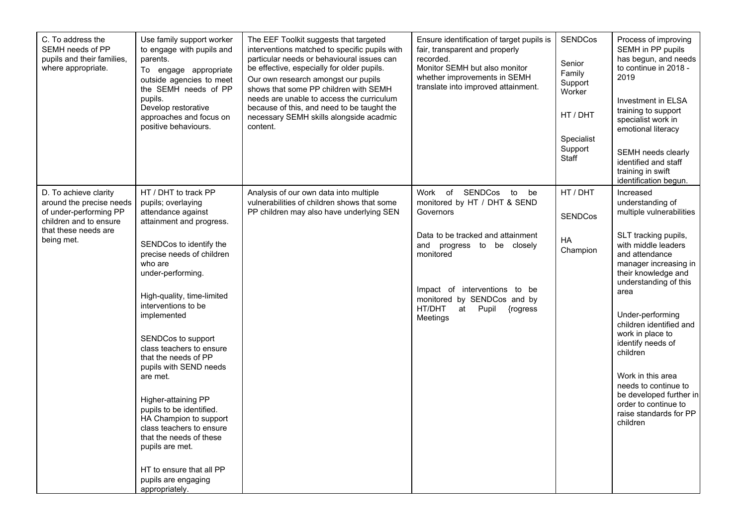| | | | | | |
|---|---|---|---|---|---|
| C. To address the SEMH needs of PP pupils and their families, where appropriate. | Use family support worker to engage with pupils and parents.<br>To engage appropriate outside agencies to meet the SEMH needs of PP pupils.<br>Develop restorative approaches and focus on positive behaviours. | The EEF Toolkit suggests that targeted interventions matched to specific pupils with particular needs or behavioural issues can be effective, especially for older pupils.<br>Our own research amongst our pupils shows that some PP children with SEMH needs are unable to access the curriculum because of this, and need to be taught the necessary SEMH skills alongside acadmic content. | Ensure identification of target pupils is fair, transparent and properly recorded.<br>Monitor SEMH but also monitor whether improvements in SEMH translate into improved attainment. | SENDCos<br><br>Senior Family Support Worker<br><br>HT / DHT<br><br>Specialist Support Staff | Process of improving SEMH in PP pupils has begun, and needs to continue in 2018 - 2019<br><br>Investment in ELSA training to support specialist work in emotional literacy<br><br>SEMH needs clearly identified and staff training in swift identification begun. |
| D. To achieve clarity around the precise needs of under-performing PP children and to ensure that these needs are being met. | HT / DHT to track PP pupils; overlaying attendance against attainment and progress.<br><br>SENDCos to identify the precise needs of children who are under-performing.<br><br>High-quality, time-limited interventions to be implemented<br><br>SENDCos to support class teachers to ensure that the needs of PP pupils with SEND needs are met.<br><br>Higher-attaining PP pupils to be identified.<br>HA Champion to support class teachers to ensure that the needs of these pupils are met.<br><br>HT to ensure that all PP pupils are engaging appropriately. | Analysis of our own data into multiple vulnerabilities of children shows that some PP children may also have underlying SEN | Work of SENDCos to be monitored by HT / DHT & SEND Governors<br><br>Data to be tracked and attainment and progress to be closely monitored<br><br>Impact of interventions to be monitored by SENDCos and by HT/DHT at Pupil {rogress Meetings | HT / DHT<br><br>SENDCos<br><br>HA Champion | Increased understanding of multiple vulnerabilities<br><br>SLT tracking pupils, with middle leaders and attendance manager increasing in their knowledge and understanding of this area<br><br>Under-performing children identified and work in place to identify needs of children<br><br>Work in this area needs to continue to be developed further in order to continue to raise standards for PP children |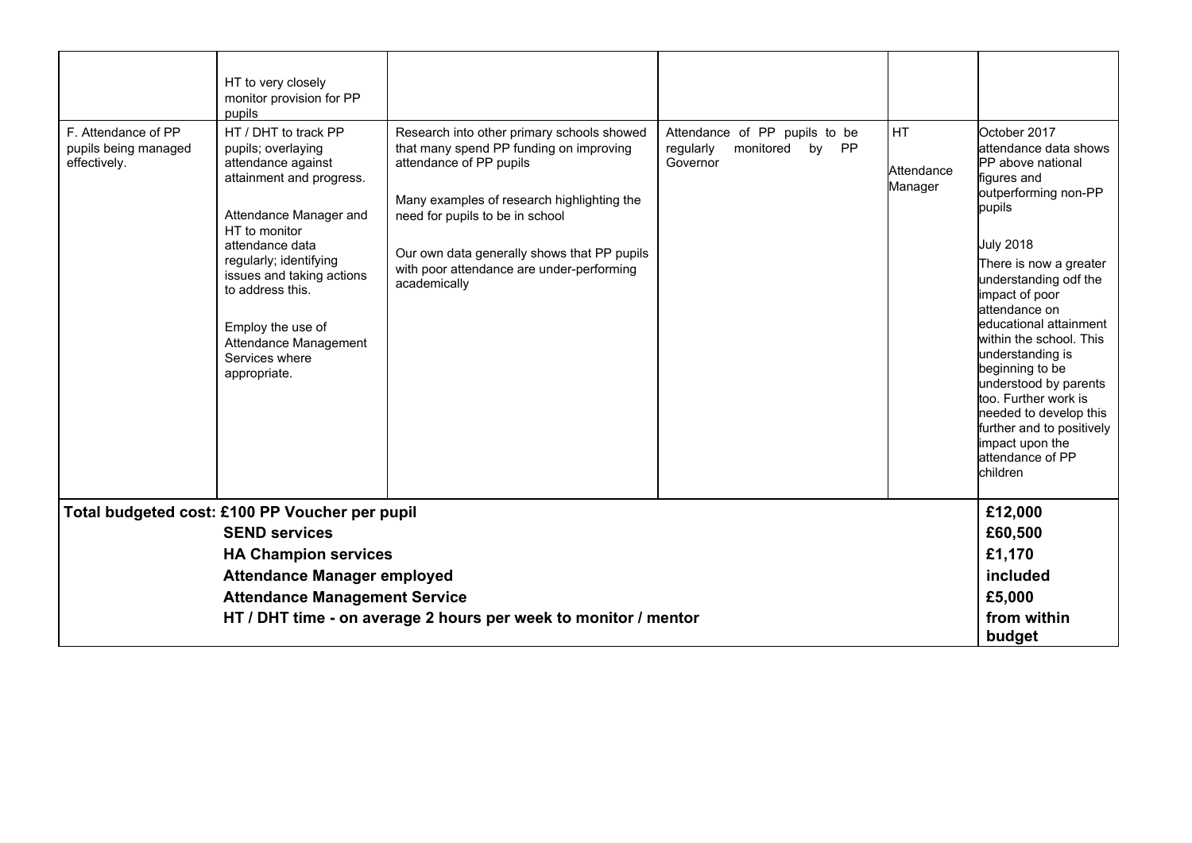| | | | | | |
|---|---|---|---|---|---|
| | HT to very closely monitor provision for PP pupils | | | | |
| F. Attendance of PP pupils being managed effectively. | HT / DHT to track PP pupils; overlaying attendance against attainment and progress.<br><br>Attendance Manager and HT to monitor attendance data regularly; identifying issues and taking actions to address this.<br><br>Employ the use of Attendance Management Services where appropriate. | Research into other primary schools showed that many spend PP funding on improving attendance of PP pupils<br><br>Many examples of research highlighting the need for pupils to be in school<br><br>Our own data generally shows that PP pupils with poor attendance are under-performing academically | Attendance of PP pupils to be regularly monitored by PP Governor | HT<br><br>Attendance Manager | October 2017 attendance data shows PP above national figures and outperforming non-PP pupils<br><br>July 2018<br>There is now a greater understanding odf the impact of poor attendance on educational attainment within the school. This understanding is beginning to be understood by parents too. Further work is needed to develop this further and to positively impact upon the attendance of PP children |
| **Total budgeted cost: £100 PP Voucher per pupil** | | | | | **£12,000** |
| | **SEND services** | | | | **£60,500** |
| | **HA Champion services** | | | | **£1,170** |
| | **Attendance Manager employed** | | | | **included** |
| | **Attendance Management Service** | | | | **£5,000** |
| | **HT / DHT time - on average 2 hours per week to monitor / mentor** | | | | **from within budget** |